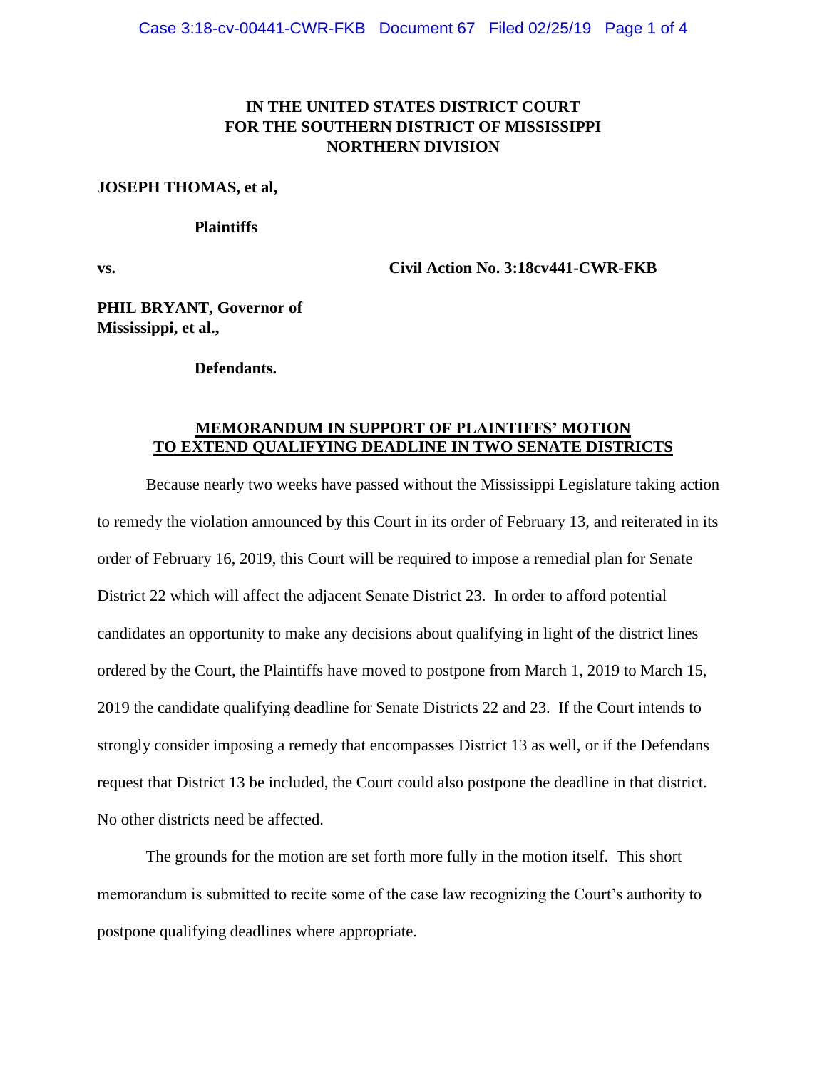**IN THE UNITED STATES DISTRICT COURT**
**FOR THE SOUTHERN DISTRICT OF MISSISSIPPI**
**NORTHERN DIVISION**

**JOSEPH THOMAS, et al,**

**Plaintiffs**

**vs.** **Civil Action No. 3:18cv441-CWR-FKB**

**PHIL BRYANT, Governor of Mississippi, et al.,**

**Defendants.**

**MEMORANDUM IN SUPPORT OF PLAINTIFFS' MOTION TO EXTEND QUALIFYING DEADLINE IN TWO SENATE DISTRICTS**

Because nearly two weeks have passed without the Mississippi Legislature taking action to remedy the violation announced by this Court in its order of February 13, and reiterated in its order of February 16, 2019, this Court will be required to impose a remedial plan for Senate District 22 which will affect the adjacent Senate District 23. In order to afford potential candidates an opportunity to make any decisions about qualifying in light of the district lines ordered by the Court, the Plaintiffs have moved to postpone from March 1, 2019 to March 15, 2019 the candidate qualifying deadline for Senate Districts 22 and 23. If the Court intends to strongly consider imposing a remedy that encompasses District 13 as well, or if the Defendans request that District 13 be included, the Court could also postpone the deadline in that district. No other districts need be affected.

The grounds for the motion are set forth more fully in the motion itself. This short memorandum is submitted to recite some of the case law recognizing the Court's authority to postpone qualifying deadlines where appropriate.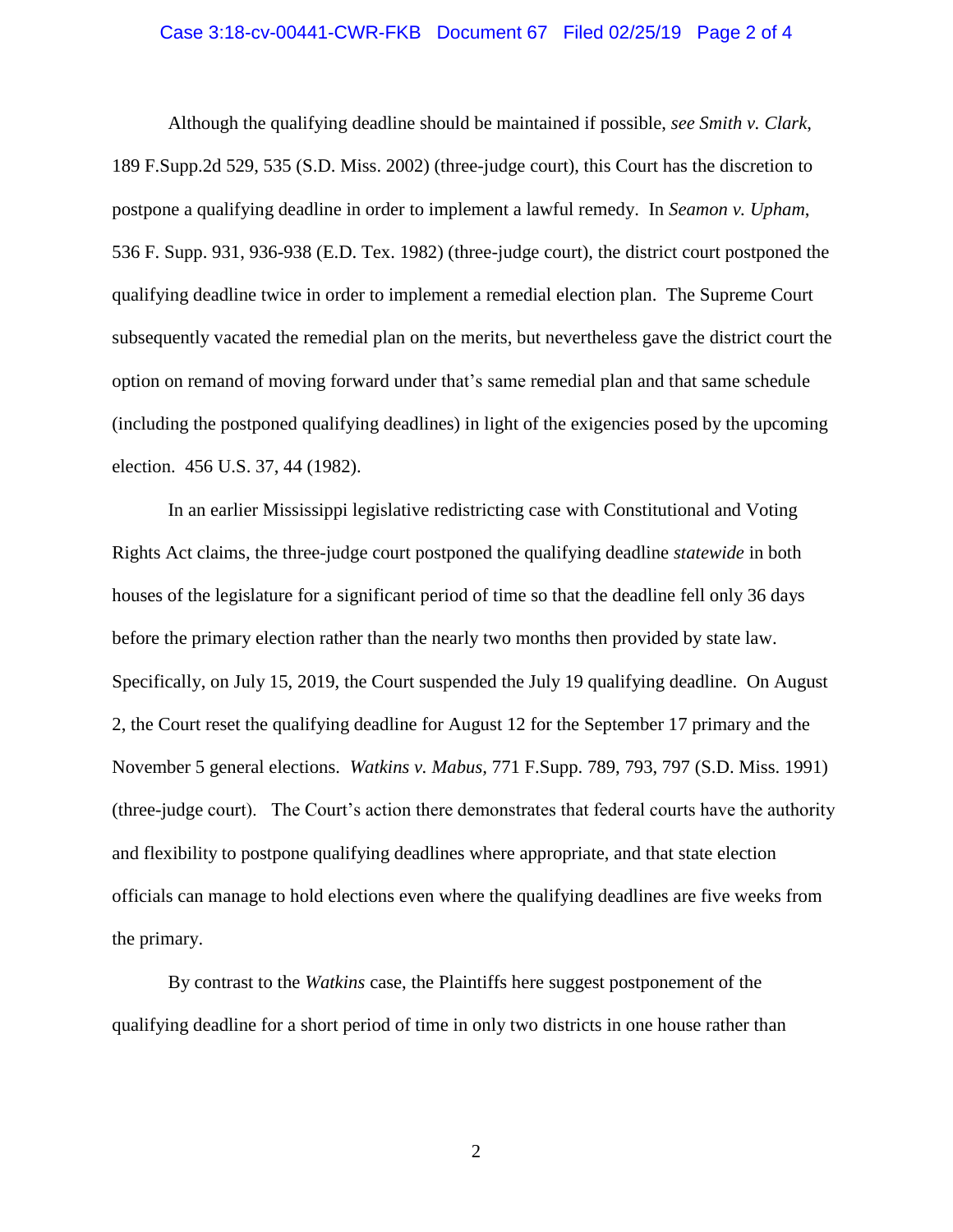Although the qualifying deadline should be maintained if possible, *see Smith v. Clark*, 189 F.Supp.2d 529, 535 (S.D. Miss. 2002) (three-judge court), this Court has the discretion to postpone a qualifying deadline in order to implement a lawful remedy. In *Seamon v. Upham*, 536 F. Supp. 931, 936-938 (E.D. Tex. 1982) (three-judge court), the district court postponed the qualifying deadline twice in order to implement a remedial election plan. The Supreme Court subsequently vacated the remedial plan on the merits, but nevertheless gave the district court the option on remand of moving forward under that's same remedial plan and that same schedule (including the postponed qualifying deadlines) in light of the exigencies posed by the upcoming election. 456 U.S. 37, 44 (1982).

In an earlier Mississippi legislative redistricting case with Constitutional and Voting Rights Act claims, the three-judge court postponed the qualifying deadline *statewide* in both houses of the legislature for a significant period of time so that the deadline fell only 36 days before the primary election rather than the nearly two months then provided by state law. Specifically, on July 15, 2019, the Court suspended the July 19 qualifying deadline. On August 2, the Court reset the qualifying deadline for August 12 for the September 17 primary and the November 5 general elections. *Watkins v. Mabus*, 771 F.Supp. 789, 793, 797 (S.D. Miss. 1991) (three-judge court). The Court's action there demonstrates that federal courts have the authority and flexibility to postpone qualifying deadlines where appropriate, and that state election officials can manage to hold elections even where the qualifying deadlines are five weeks from the primary.

By contrast to the *Watkins* case, the Plaintiffs here suggest postponement of the qualifying deadline for a short period of time in only two districts in one house rather than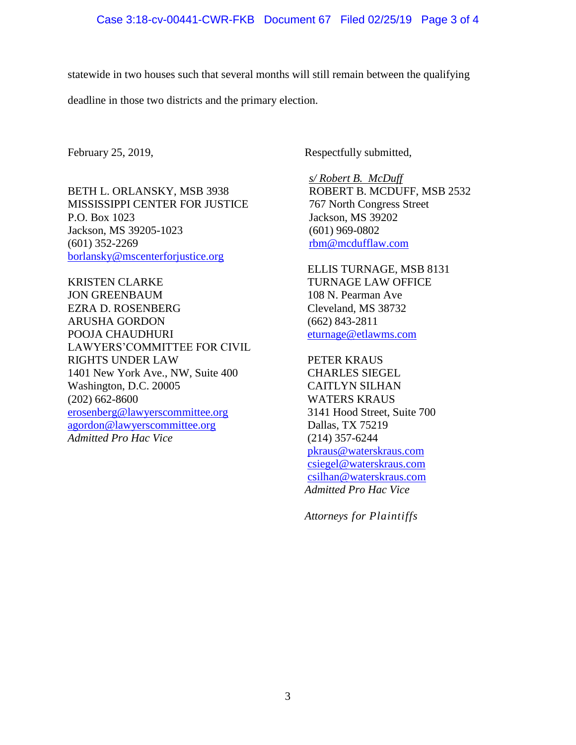statewide in two houses such that several months will still remain between the qualifying deadline in those two districts and the primary election.

February 25, 2019,

Respectfully submitted,

*s/ Robert B. McDuff*
ROBERT B. MCDUFF, MSB 2532
767 North Congress Street
Jackson, MS 39202
(601) 969-0802
rbm@mcdufflaw.com

BETH L. ORLANSKY, MSB 3938
MISSISSIPPI CENTER FOR JUSTICE
P.O. Box 1023
Jackson, MS 39205-1023
(601) 352-2269
borlansky@mscenterforjustice.org

ELLIS TURNAGE, MSB 8131
TURNAGE LAW OFFICE
108 N. Pearman Ave
Cleveland, MS 38732
(662) 843-2811
eturnage@etlawms.com

KRISTEN CLARKE
JON GREENBAUM
EZRA D. ROSENBERG
ARUSHA GORDON
POOJA CHAUDHURI
LAWYERS'COMMITTEE FOR CIVIL RIGHTS UNDER LAW
1401 New York Ave., NW, Suite 400
Washington, D.C. 20005
(202) 662-8600
erosenberg@lawyerscommittee.org
agordon@lawyerscommittee.org
*Admitted Pro Hac Vice*

PETER KRAUS
CHARLES SIEGEL
CAITLYN SILHAN
WATERS KRAUS
3141 Hood Street, Suite 700
Dallas, TX 75219
(214) 357-6244
pkraus@waterskraus.com
csiegel@waterskraus.com
csilhan@waterskraus.com
*Admitted Pro Hac Vice*

*Attorneys for Plaintiffs*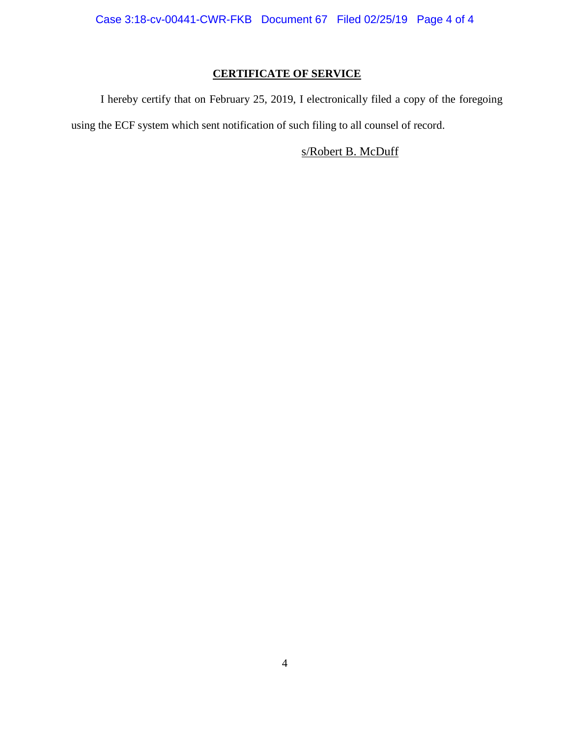## **CERTIFICATE OF SERVICE**

I hereby certify that on February 25, 2019, I electronically filed a copy of the foregoing using the ECF system which sent notification of such filing to all counsel of record.

s/Robert B. McDuff